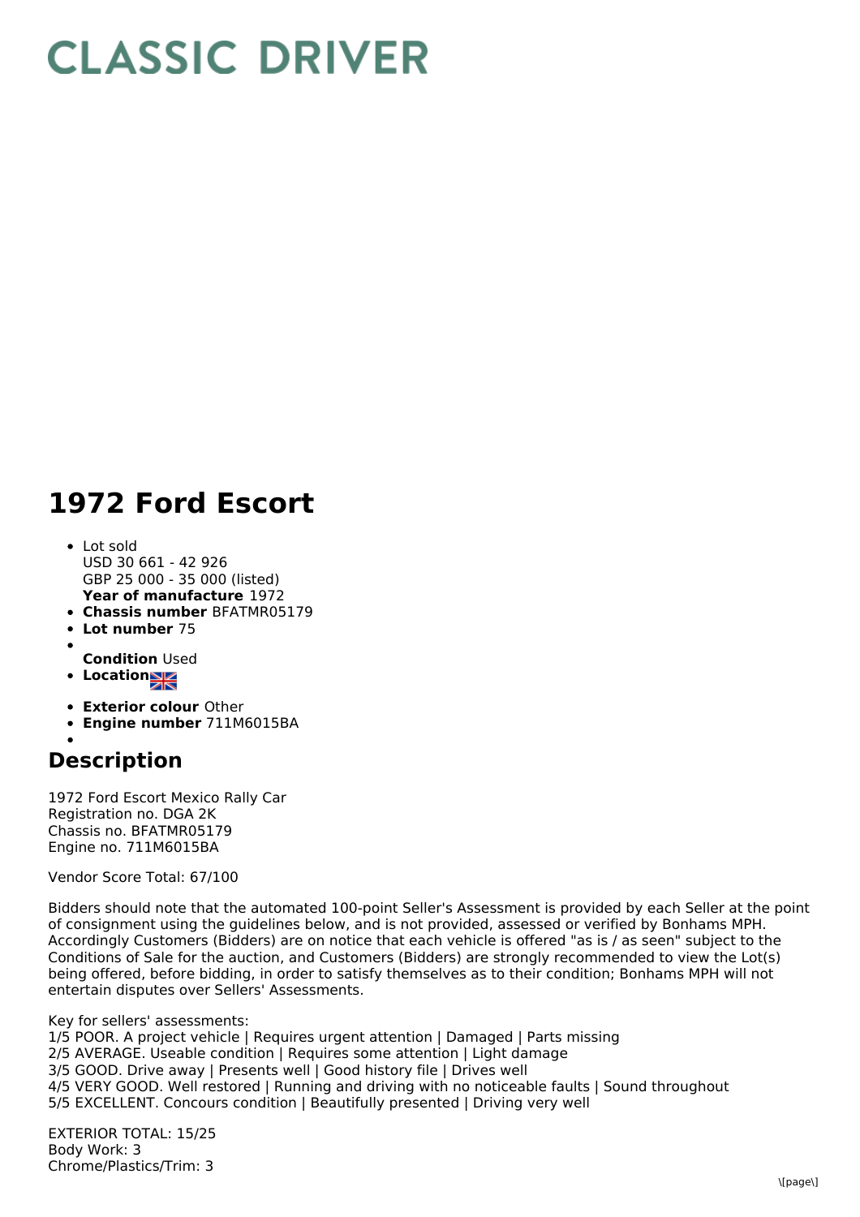# CLASSIC DRIVER

# 1972 Ford Escort

- Lot sold
  USD 30 661 - 42 926
  GBP 25 000 - 35 000 (listed)
- **Year of manufacture** 1972
- **Chassis number** BFATMR05179
- **Lot number** 75
- 
  **Condition** Used
- **Location**
- **Exterior colour** Other
- **Engine number** 711M6015BA
- 

## Description

1972 Ford Escort Mexico Rally Car
Registration no. DGA 2K
Chassis no. BFATMR05179
Engine no. 711M6015BA

Vendor Score Total: 67/100

Bidders should note that the automated 100-point Seller's Assessment is provided by each Seller at the point of consignment using the guidelines below, and is not provided, assessed or verified by Bonhams MPH. Accordingly Customers (Bidders) are on notice that each vehicle is offered "as is / as seen" subject to the Conditions of Sale for the auction, and Customers (Bidders) are strongly recommended to view the Lot(s) being offered, before bidding, in order to satisfy themselves as to their condition; Bonhams MPH will not entertain disputes over Sellers' Assessments.

Key for sellers' assessments:
1/5 POOR. A project vehicle | Requires urgent attention | Damaged | Parts missing
2/5 AVERAGE. Useable condition | Requires some attention | Light damage
3/5 GOOD. Drive away | Presents well | Good history file | Drives well
4/5 VERY GOOD. Well restored | Running and driving with no noticeable faults | Sound throughout
5/5 EXCELLENT. Concours condition | Beautifully presented | Driving very well

EXTERIOR TOTAL: 15/25
Body Work: 3
Chrome/Plastics/Trim: 3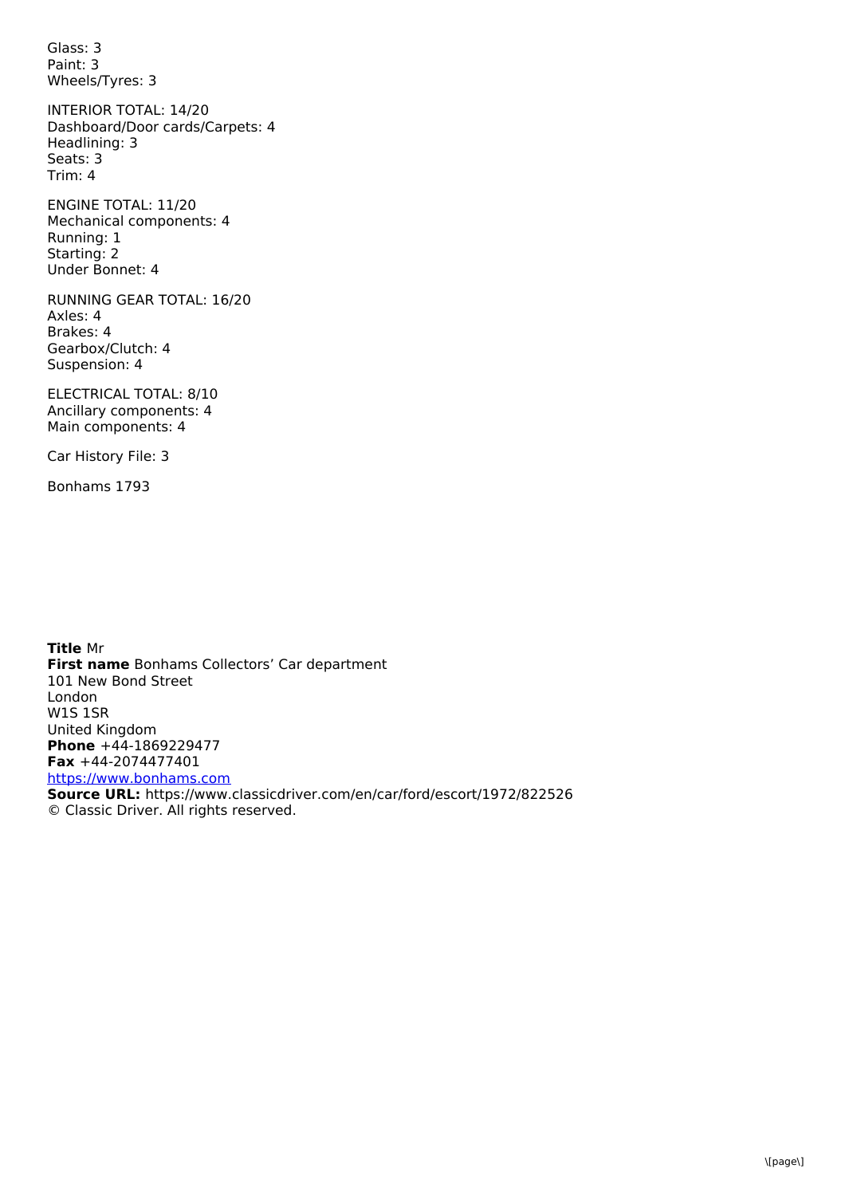Glass: 3
Paint: 3
Wheels/Tyres: 3

INTERIOR TOTAL: 14/20
Dashboard/Door cards/Carpets: 4
Headlining: 3
Seats: 3
Trim: 4

ENGINE TOTAL: 11/20
Mechanical components: 4
Running: 1
Starting: 2
Under Bonnet: 4

RUNNING GEAR TOTAL: 16/20
Axles: 4
Brakes: 4
Gearbox/Clutch: 4
Suspension: 4

ELECTRICAL TOTAL: 8/10
Ancillary components: 4
Main components: 4

Car History File: 3

Bonhams 1793

**Title** Mr
**First name** Bonhams Collectors' Car department
101 New Bond Street
London
W1S 1SR
United Kingdom
**Phone** +44-1869229477
**Fax** +44-2074477401
https://www.bonhams.com
**Source URL:** https://www.classicdriver.com/en/car/ford/escort/1972/822526
© Classic Driver. All rights reserved.